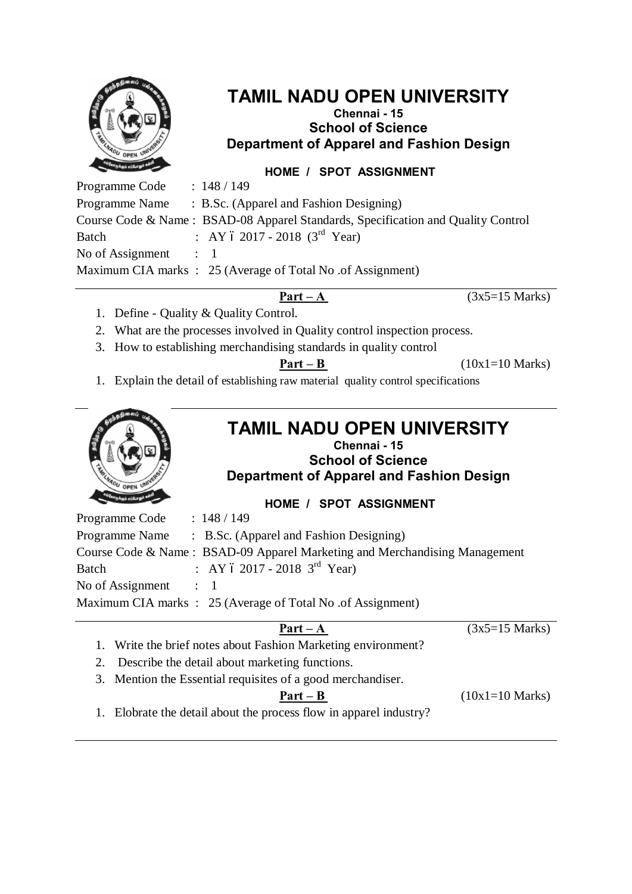# TAMIL NADU OPEN UNIVERSITY

**Chennai - 15**

**School of Science**

**Department of Apparel and Fashion Design**

**HOME / SPOT ASSIGNMENT**

Programme Code : 148 / 149

Programme Name : B.Sc. (Apparel and Fashion Designing)

Course Code & Name : BSAD-08 Apparel Standards, Specification and Quality Control

Batch : AY – 2017 - 2018 (3rd Year)

No of Assignment : 1

Maximum CIA marks : 25 (Average of Total No .of Assignment)

---

**Part – A** (3x5=15 Marks)

1. Define - Quality & Quality Control.
2. What are the processes involved in Quality control inspection process.
3. How to establishing merchandising standards in quality control

**Part – B** (10x1=10 Marks)

1. Explain the detail of establishing raw material quality control specifications

---

# TAMIL NADU OPEN UNIVERSITY

**Chennai - 15**

**School of Science**

**Department of Apparel and Fashion Design**

**HOME / SPOT ASSIGNMENT**

Programme Code : 148 / 149

Programme Name : B.Sc. (Apparel and Fashion Designing)

Course Code & Name : BSAD-09 Apparel Marketing and Merchandising Management

Batch : AY – 2017 - 2018 3rd Year)

No of Assignment : 1

Maximum CIA marks : 25 (Average of Total No .of Assignment)

---

**Part – A** (3x5=15 Marks)

1. Write the brief notes about Fashion Marketing environment?
2. Describe the detail about marketing functions.
3. Mention the Essential requisites of a good merchandiser.

**Part – B** (10x1=10 Marks)

1. Elobrate the detail about the process flow in apparel industry?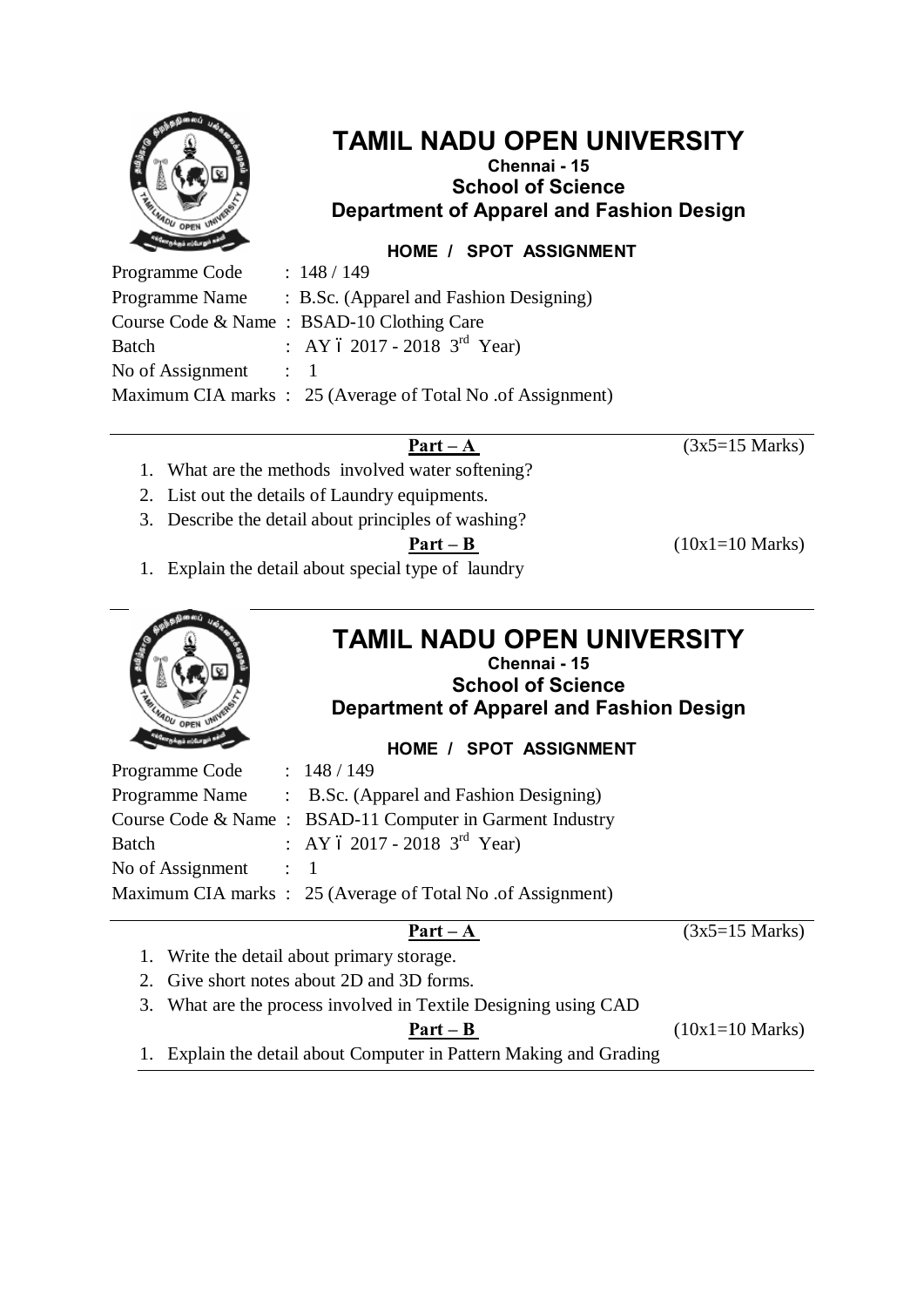# TAMIL NADU OPEN UNIVERSITY

**Chennai - 15**

**School of Science**

**Department of Apparel and Fashion Design**

**HOME / SPOT ASSIGNMENT**

Programme Code : 148 / 149
Programme Name : B.Sc. (Apparel and Fashion Designing)
Course Code & Name : BSAD-10 Clothing Care
Batch : AY – 2017 - 2018 3rd Year)
No of Assignment : 1
Maximum CIA marks : 25 (Average of Total No .of Assignment)

**Part – A** (3x5=15 Marks)

1. What are the methods involved water softening?
2. List out the details of Laundry equipments.
3. Describe the detail about principles of washing?

**Part – B** (10x1=10 Marks)

1. Explain the detail about special type of laundry

---

# TAMIL NADU OPEN UNIVERSITY

**Chennai - 15**

**School of Science**

**Department of Apparel and Fashion Design**

**HOME / SPOT ASSIGNMENT**

Programme Code : 148 / 149
Programme Name : B.Sc. (Apparel and Fashion Designing)
Course Code & Name : BSAD-11 Computer in Garment Industry
Batch : AY – 2017 - 2018 3rd Year)
No of Assignment : 1
Maximum CIA marks : 25 (Average of Total No .of Assignment)

**Part – A** (3x5=15 Marks)

1. Write the detail about primary storage.
2. Give short notes about 2D and 3D forms.
3. What are the process involved in Textile Designing using CAD

**Part – B** (10x1=10 Marks)

1. Explain the detail about Computer in Pattern Making and Grading